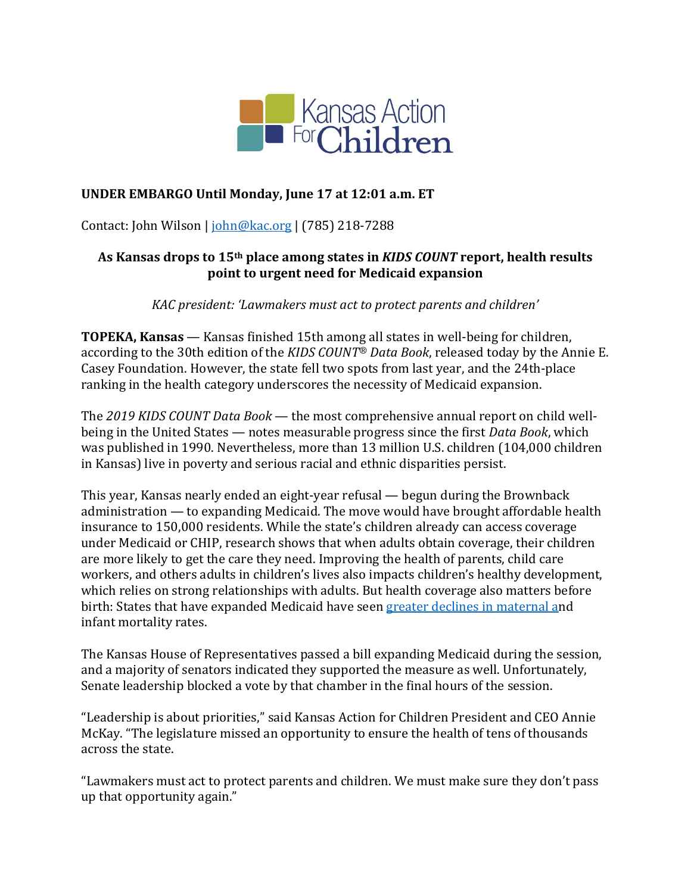Kansas Action For Children

**UNDER EMBARGO Until Monday, June 17 at 12:01 a.m. ET**

Contact: John Wilson | john@kac.org | (785) 218-7288

**As Kansas drops to 15th place among states in *KIDS COUNT* report, health results point to urgent need for Medicaid expansion**

*KAC president: 'Lawmakers must act to protect parents and children'*

**TOPEKA, Kansas** — Kansas finished 15th among all states in well-being for children, according to the 30th edition of the *KIDS COUNT® Data Book*, released today by the Annie E. Casey Foundation. However, the state fell two spots from last year, and the 24th-place ranking in the health category underscores the necessity of Medicaid expansion.

The *2019 KIDS COUNT Data Book* — the most comprehensive annual report on child well-being in the United States — notes measurable progress since the first *Data Book*, which was published in 1990. Nevertheless, more than 13 million U.S. children (104,000 children in Kansas) live in poverty and serious racial and ethnic disparities persist.

This year, Kansas nearly ended an eight-year refusal — begun during the Brownback administration — to expanding Medicaid. The move would have brought affordable health insurance to 150,000 residents. While the state's children already can access coverage under Medicaid or CHIP, research shows that when adults obtain coverage, their children are more likely to get the care they need. Improving the health of parents, child care workers, and others adults in children's lives also impacts children's healthy development, which relies on strong relationships with adults. But health coverage also matters before birth: States that have expanded Medicaid have seen greater declines in maternal and infant mortality rates.

The Kansas House of Representatives passed a bill expanding Medicaid during the session, and a majority of senators indicated they supported the measure as well. Unfortunately, Senate leadership blocked a vote by that chamber in the final hours of the session.

"Leadership is about priorities," said Kansas Action for Children President and CEO Annie McKay. "The legislature missed an opportunity to ensure the health of tens of thousands across the state.

"Lawmakers must act to protect parents and children. We must make sure they don't pass up that opportunity again."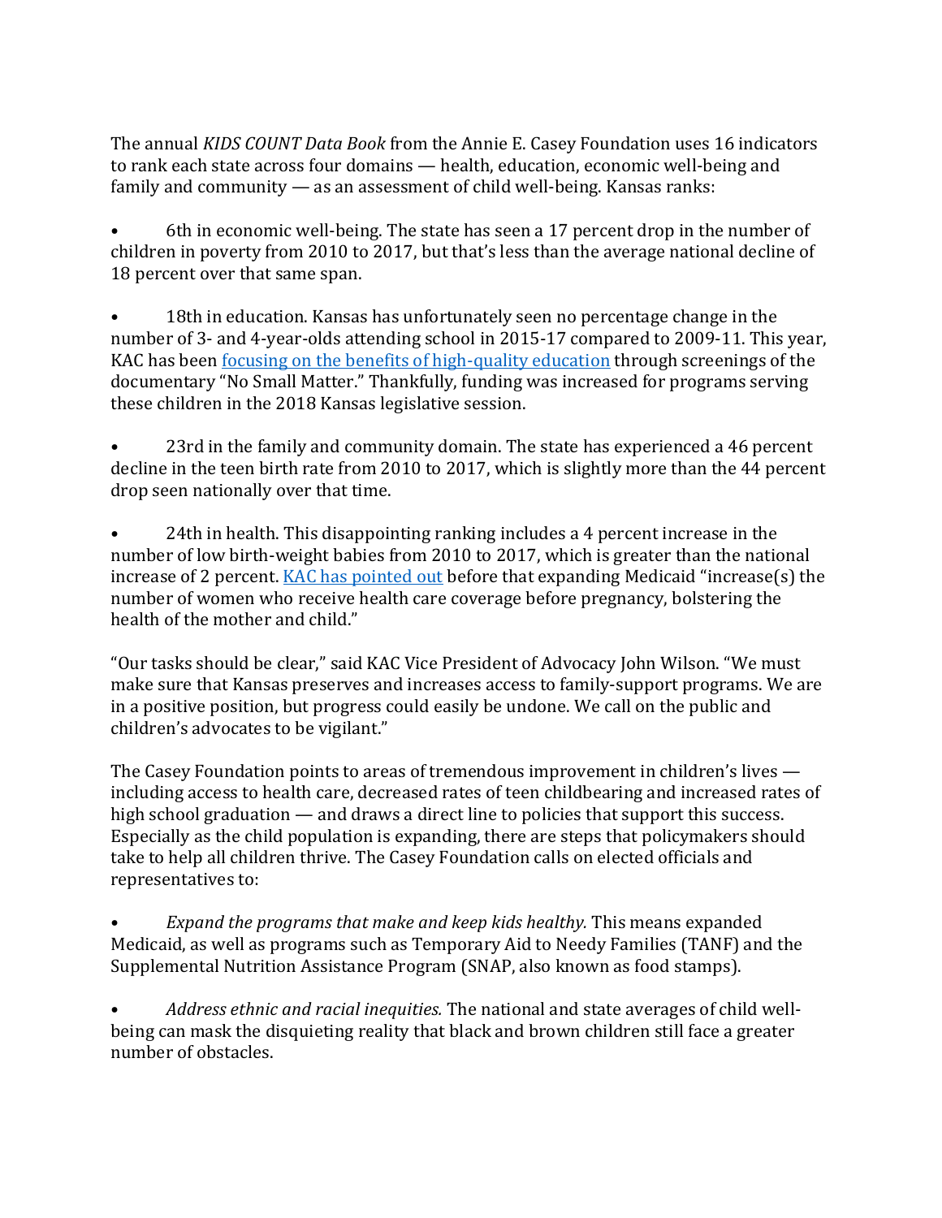The annual *KIDS COUNT Data Book* from the Annie E. Casey Foundation uses 16 indicators to rank each state across four domains — health, education, economic well-being and family and community — as an assessment of child well-being. Kansas ranks:

- 6th in economic well-being. The state has seen a 17 percent drop in the number of children in poverty from 2010 to 2017, but that's less than the average national decline of 18 percent over that same span.

- 18th in education. Kansas has unfortunately seen no percentage change in the number of 3- and 4-year-olds attending school in 2015-17 compared to 2009-11. This year, KAC has been [focusing on the benefits of high-quality education]() through screenings of the documentary "No Small Matter." Thankfully, funding was increased for programs serving these children in the 2018 Kansas legislative session.

- 23rd in the family and community domain. The state has experienced a 46 percent decline in the teen birth rate from 2010 to 2017, which is slightly more than the 44 percent drop seen nationally over that time.

- 24th in health. This disappointing ranking includes a 4 percent increase in the number of low birth-weight babies from 2010 to 2017, which is greater than the national increase of 2 percent. [KAC has pointed out]() before that expanding Medicaid "increase(s) the number of women who receive health care coverage before pregnancy, bolstering the health of the mother and child."

"Our tasks should be clear," said KAC Vice President of Advocacy John Wilson. "We must make sure that Kansas preserves and increases access to family-support programs. We are in a positive position, but progress could easily be undone. We call on the public and children's advocates to be vigilant."

The Casey Foundation points to areas of tremendous improvement in children's lives — including access to health care, decreased rates of teen childbearing and increased rates of high school graduation — and draws a direct line to policies that support this success. Especially as the child population is expanding, there are steps that policymakers should take to help all children thrive. The Casey Foundation calls on elected officials and representatives to:

- *Expand the programs that make and keep kids healthy.* This means expanded Medicaid, as well as programs such as Temporary Aid to Needy Families (TANF) and the Supplemental Nutrition Assistance Program (SNAP, also known as food stamps).

- *Address ethnic and racial inequities.* The national and state averages of child well-being can mask the disquieting reality that black and brown children still face a greater number of obstacles.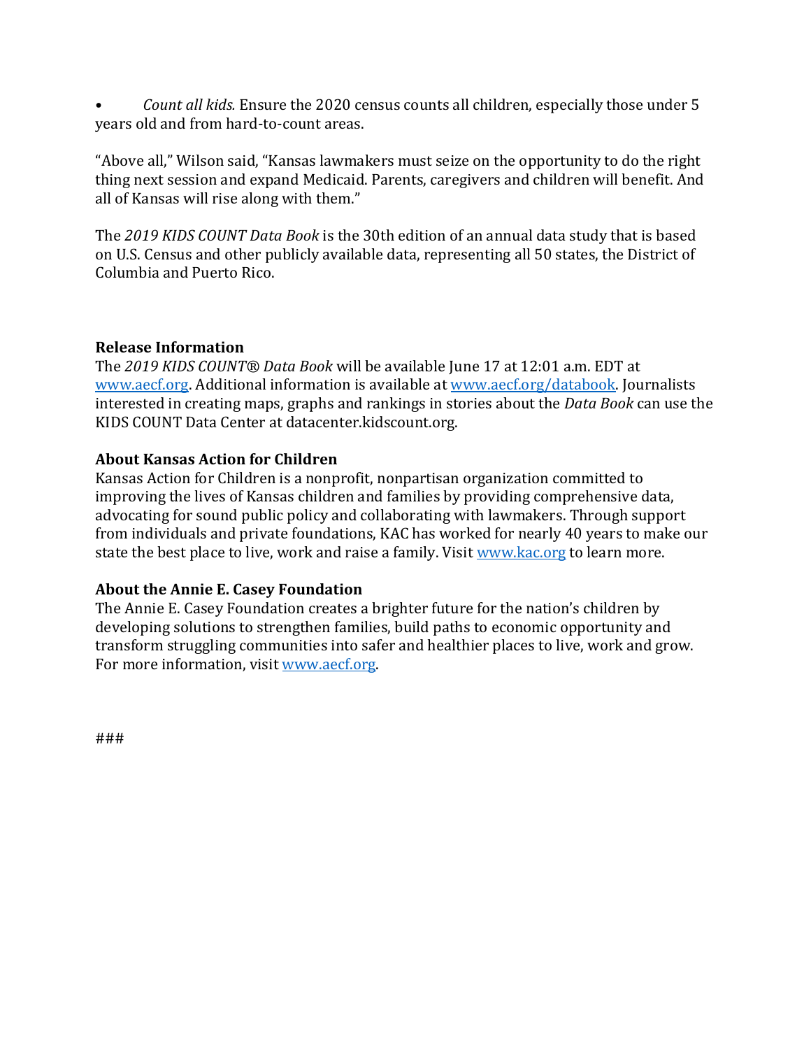- *Count all kids.* Ensure the 2020 census counts all children, especially those under 5 years old and from hard-to-count areas.

"Above all," Wilson said, "Kansas lawmakers must seize on the opportunity to do the right thing next session and expand Medicaid. Parents, caregivers and children will benefit. And all of Kansas will rise along with them."

The *2019 KIDS COUNT Data Book* is the 30th edition of an annual data study that is based on U.S. Census and other publicly available data, representing all 50 states, the District of Columbia and Puerto Rico.

**Release Information**
The *2019 KIDS COUNT® Data Book* will be available June 17 at 12:01 a.m. EDT at [www.aecf.org](http://www.aecf.org). Additional information is available at [www.aecf.org/databook](http://www.aecf.org/databook). Journalists interested in creating maps, graphs and rankings in stories about the *Data Book* can use the KIDS COUNT Data Center at datacenter.kidscount.org.

**About Kansas Action for Children**
Kansas Action for Children is a nonprofit, nonpartisan organization committed to improving the lives of Kansas children and families by providing comprehensive data, advocating for sound public policy and collaborating with lawmakers. Through support from individuals and private foundations, KAC has worked for nearly 40 years to make our state the best place to live, work and raise a family. Visit [www.kac.org](http://www.kac.org) to learn more.

**About the Annie E. Casey Foundation**
The Annie E. Casey Foundation creates a brighter future for the nation's children by developing solutions to strengthen families, build paths to economic opportunity and transform struggling communities into safer and healthier places to live, work and grow. For more information, visit [www.aecf.org](http://www.aecf.org).

###